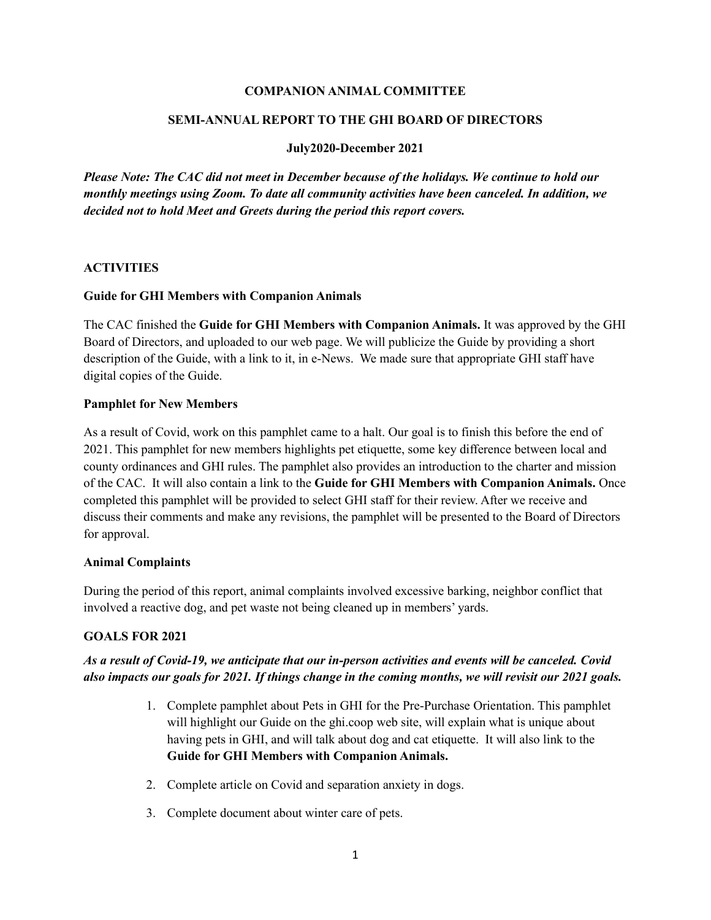# COMPANION ANIMAL COMMITTEE

## SEMI-ANNUAL REPORT TO THE GHI BOARD OF DIRECTORS

### July2020-December 2021

***Please Note: The CAC did not meet in December because of the holidays. We continue to hold our monthly meetings using Zoom. To date all community activities have been canceled. In addition, we decided not to hold Meet and Greets during the period this report covers.***

## ACTIVITIES

### Guide for GHI Members with Companion Animals

The CAC finished the **Guide for GHI Members with Companion Animals.** It was approved by the GHI Board of Directors, and uploaded to our web page. We will publicize the Guide by providing a short description of the Guide, with a link to it, in e-News. We made sure that appropriate GHI staff have digital copies of the Guide.

### Pamphlet for New Members

As a result of Covid, work on this pamphlet came to a halt. Our goal is to finish this before the end of 2021. This pamphlet for new members highlights pet etiquette, some key difference between local and county ordinances and GHI rules. The pamphlet also provides an introduction to the charter and mission of the CAC. It will also contain a link to the **Guide for GHI Members with Companion Animals.** Once completed this pamphlet will be provided to select GHI staff for their review. After we receive and discuss their comments and make any revisions, the pamphlet will be presented to the Board of Directors for approval.

### Animal Complaints

During the period of this report, animal complaints involved excessive barking, neighbor conflict that involved a reactive dog, and pet waste not being cleaned up in members' yards.

## GOALS FOR 2021

***As a result of Covid-19, we anticipate that our in-person activities and events will be canceled. Covid also impacts our goals for 2021. If things change in the coming months, we will revisit our 2021 goals.***

1. Complete pamphlet about Pets in GHI for the Pre-Purchase Orientation. This pamphlet will highlight our Guide on the ghi.coop web site, will explain what is unique about having pets in GHI, and will talk about dog and cat etiquette. It will also link to the **Guide for GHI Members with Companion Animals.**
2. Complete article on Covid and separation anxiety in dogs.
3. Complete document about winter care of pets.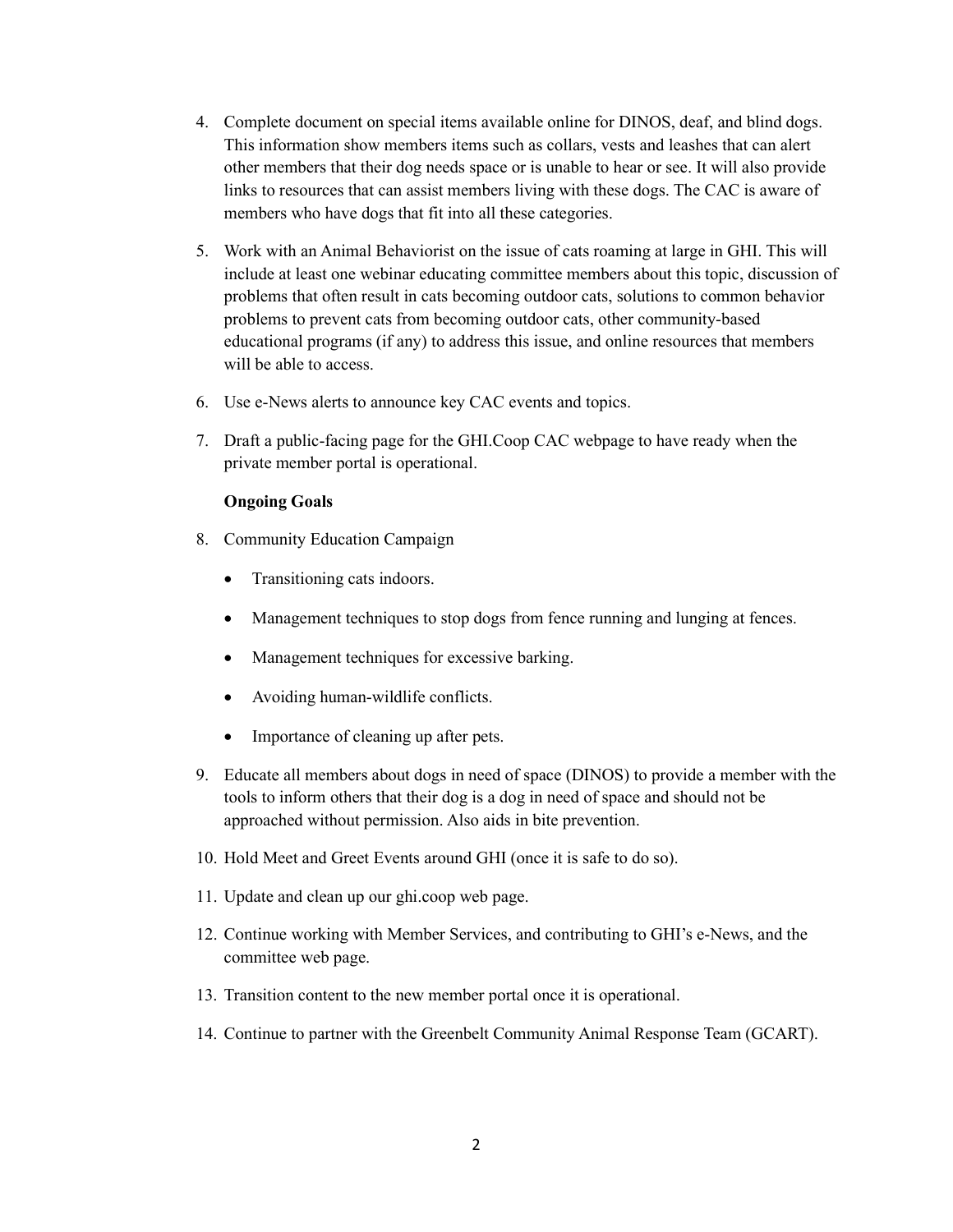4. Complete document on special items available online for DINOS, deaf, and blind dogs. This information show members items such as collars, vests and leashes that can alert other members that their dog needs space or is unable to hear or see. It will also provide links to resources that can assist members living with these dogs. The CAC is aware of members who have dogs that fit into all these categories.

5. Work with an Animal Behaviorist on the issue of cats roaming at large in GHI. This will include at least one webinar educating committee members about this topic, discussion of problems that often result in cats becoming outdoor cats, solutions to common behavior problems to prevent cats from becoming outdoor cats, other community-based educational programs (if any) to address this issue, and online resources that members will be able to access.

6. Use e-News alerts to announce key CAC events and topics.

7. Draft a public-facing page for the GHI.Coop CAC webpage to have ready when the private member portal is operational.

**Ongoing Goals**

8. Community Education Campaign
   - Transitioning cats indoors.
   - Management techniques to stop dogs from fence running and lunging at fences.
   - Management techniques for excessive barking.
   - Avoiding human-wildlife conflicts.
   - Importance of cleaning up after pets.

9. Educate all members about dogs in need of space (DINOS) to provide a member with the tools to inform others that their dog is a dog in need of space and should not be approached without permission. Also aids in bite prevention.

10. Hold Meet and Greet Events around GHI (once it is safe to do so).

11. Update and clean up our ghi.coop web page.

12. Continue working with Member Services, and contributing to GHI's e-News, and the committee web page.

13. Transition content to the new member portal once it is operational.

14. Continue to partner with the Greenbelt Community Animal Response Team (GCART).